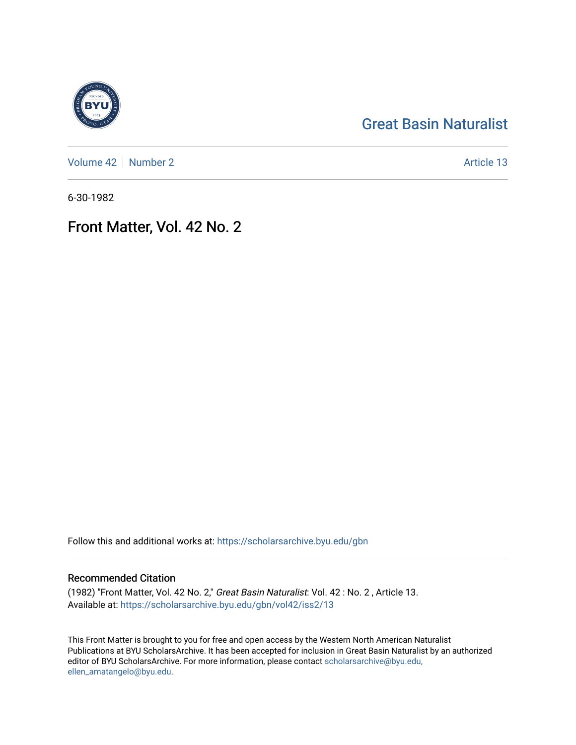# Great Basin Naturalist

Volume 42 | Number 2 | Article 13

6-30-1982

## Front Matter, Vol. 42 No. 2

Follow this and additional works at: https://scholarsarchive.byu.edu/gbn

### Recommended Citation

(1982) "Front Matter, Vol. 42 No. 2," *Great Basin Naturalist*: Vol. 42 : No. 2 , Article 13.
Available at: https://scholarsarchive.byu.edu/gbn/vol42/iss2/13

This Front Matter is brought to you for free and open access by the Western North American Naturalist Publications at BYU ScholarsArchive. It has been accepted for inclusion in Great Basin Naturalist by an authorized editor of BYU ScholarsArchive. For more information, please contact scholarsarchive@byu.edu, ellen_amatangelo@byu.edu.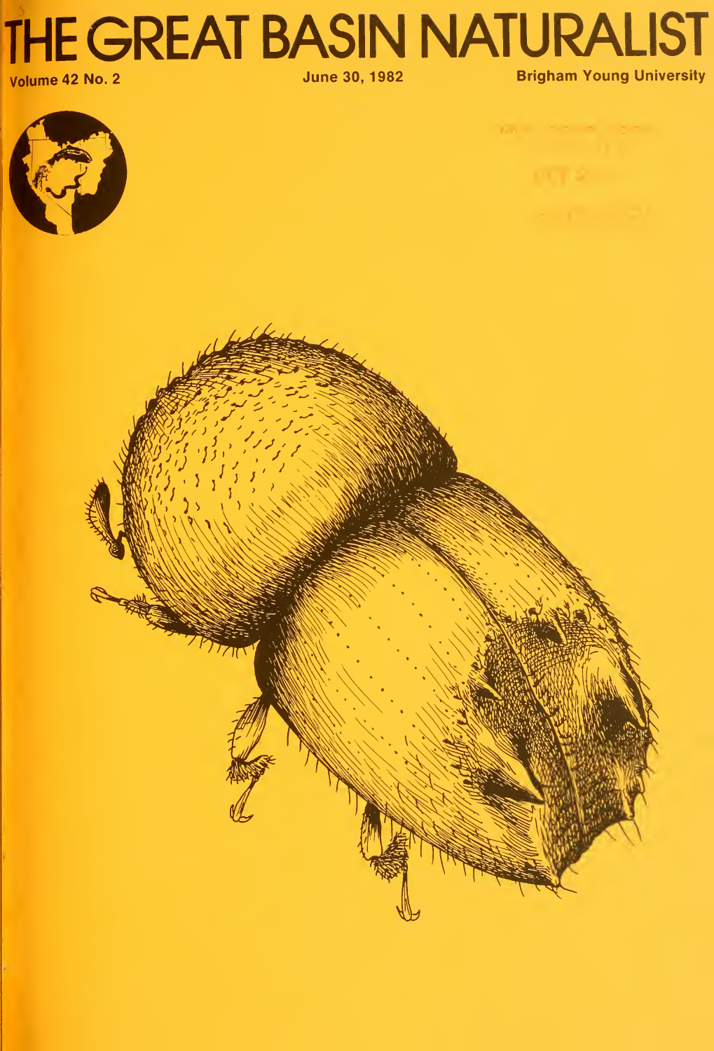# THE GREAT BASIN NATURALIST

Volume 42 No. 2

June 30, 1982

Brigham Young University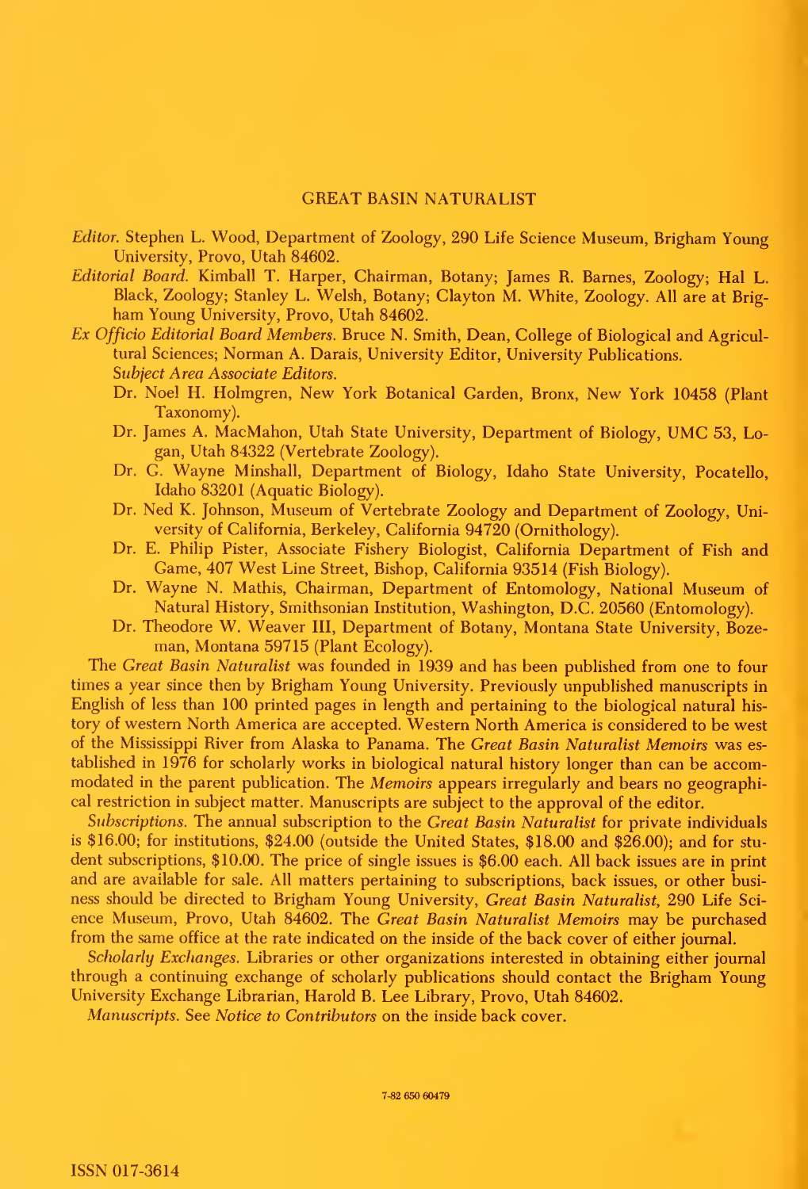# GREAT BASIN NATURALIST

*Editor.* Stephen L. Wood, Department of Zoology, 290 Life Science Museum, Brigham Young University, Provo, Utah 84602.

*Editorial Board.* Kimball T. Harper, Chairman, Botany; James R. Barnes, Zoology; Hal L. Black, Zoology; Stanley L. Welsh, Botany; Clayton M. White, Zoology. All are at Brigham Young University, Provo, Utah 84602.

*Ex Officio Editorial Board Members.* Bruce N. Smith, Dean, College of Biological and Agricultural Sciences; Norman A. Darais, University Editor, University Publications.

*Subject Area Associate Editors.*

- Dr. Noel H. Holmgren, New York Botanical Garden, Bronx, New York 10458 (Plant Taxonomy).
- Dr. James A. MacMahon, Utah State University, Department of Biology, UMC 53, Logan, Utah 84322 (Vertebrate Zoology).
- Dr. G. Wayne Minshall, Department of Biology, Idaho State University, Pocatello, Idaho 83201 (Aquatic Biology).
- Dr. Ned K. Johnson, Museum of Vertebrate Zoology and Department of Zoology, University of California, Berkeley, California 94720 (Ornithology).
- Dr. E. Philip Pister, Associate Fishery Biologist, California Department of Fish and Game, 407 West Line Street, Bishop, California 93514 (Fish Biology).
- Dr. Wayne N. Mathis, Chairman, Department of Entomology, National Museum of Natural History, Smithsonian Institution, Washington, D.C. 20560 (Entomology).
- Dr. Theodore W. Weaver III, Department of Botany, Montana State University, Bozeman, Montana 59715 (Plant Ecology).

The *Great Basin Naturalist* was founded in 1939 and has been published from one to four times a year since then by Brigham Young University. Previously unpublished manuscripts in English of less than 100 printed pages in length and pertaining to the biological natural history of western North America are accepted. Western North America is considered to be west of the Mississippi River from Alaska to Panama. The *Great Basin Naturalist Memoirs* was established in 1976 for scholarly works in biological natural history longer than can be accommodated in the parent publication. The *Memoirs* appears irregularly and bears no geographical restriction in subject matter. Manuscripts are subject to the approval of the editor.

*Subscriptions.* The annual subscription to the *Great Basin Naturalist* for private individuals is $16.00; for institutions, $24.00 (outside the United States, $18.00 and $26.00); and for student subscriptions, $10.00. The price of single issues is $6.00 each. All back issues are in print and are available for sale. All matters pertaining to subscriptions, back issues, or other business should be directed to Brigham Young University, *Great Basin Naturalist,* 290 Life Science Museum, Provo, Utah 84602. The *Great Basin Naturalist Memoirs* may be purchased from the same office at the rate indicated on the inside of the back cover of either journal.

*Scholarly Exchanges.* Libraries or other organizations interested in obtaining either journal through a continuing exchange of scholarly publications should contact the Brigham Young University Exchange Librarian, Harold B. Lee Library, Provo, Utah 84602.

*Manuscripts.* See *Notice to Contributors* on the inside back cover.

7-82 650 60479

ISSN 017-3614